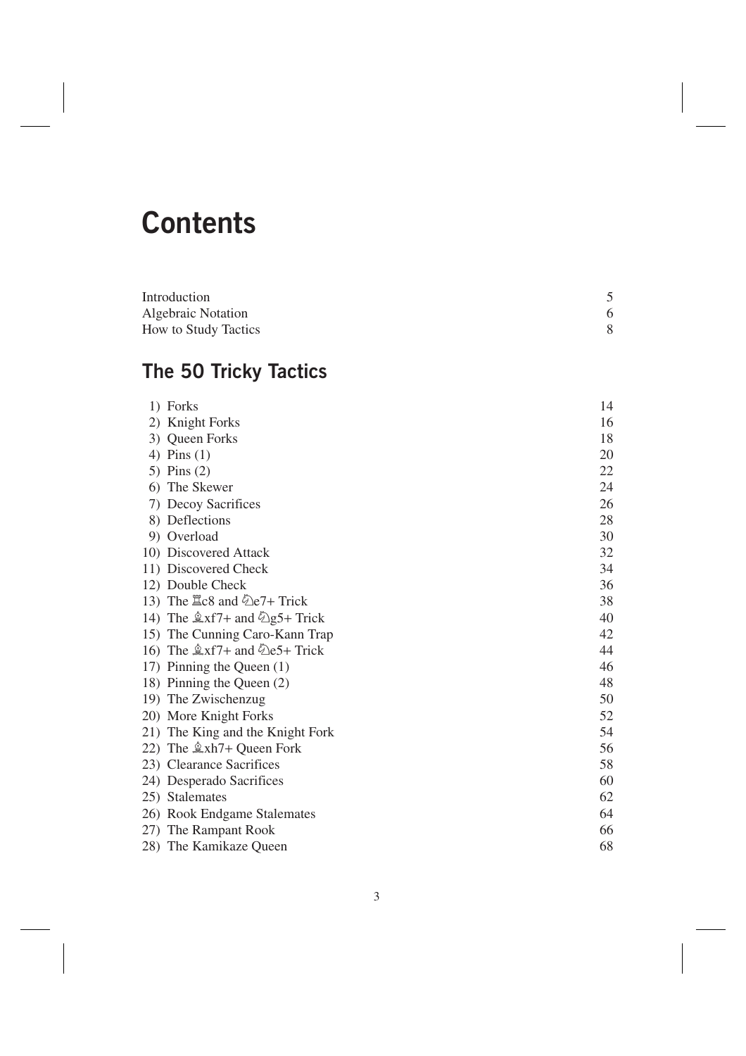# Contents

| | |
|---|---|
| Introduction | 5 |
| Algebraic Notation | 6 |
| How to Study Tactics | 8 |

## The 50 Tricky Tactics

| | |
|---|---|
| 1) Forks | 14 |
| 2) Knight Forks | 16 |
| 3) Queen Forks | 18 |
| 4) Pins (1) | 20 |
| 5) Pins (2) | 22 |
| 6) The Skewer | 24 |
| 7) Decoy Sacrifices | 26 |
| 8) Deflections | 28 |
| 9) Overload | 30 |
| 10) Discovered Attack | 32 |
| 11) Discovered Check | 34 |
| 12) Double Check | 36 |
| 13) The ♖c8 and ♘e7+ Trick | 38 |
| 14) The ♗xf7+ and ♘g5+ Trick | 40 |
| 15) The Cunning Caro-Kann Trap | 42 |
| 16) The ♗xf7+ and ♘e5+ Trick | 44 |
| 17) Pinning the Queen (1) | 46 |
| 18) Pinning the Queen (2) | 48 |
| 19) The Zwischenzug | 50 |
| 20) More Knight Forks | 52 |
| 21) The King and the Knight Fork | 54 |
| 22) The ♗xh7+ Queen Fork | 56 |
| 23) Clearance Sacrifices | 58 |
| 24) Desperado Sacrifices | 60 |
| 25) Stalemates | 62 |
| 26) Rook Endgame Stalemates | 64 |
| 27) The Rampant Rook | 66 |
| 28) The Kamikaze Queen | 68 |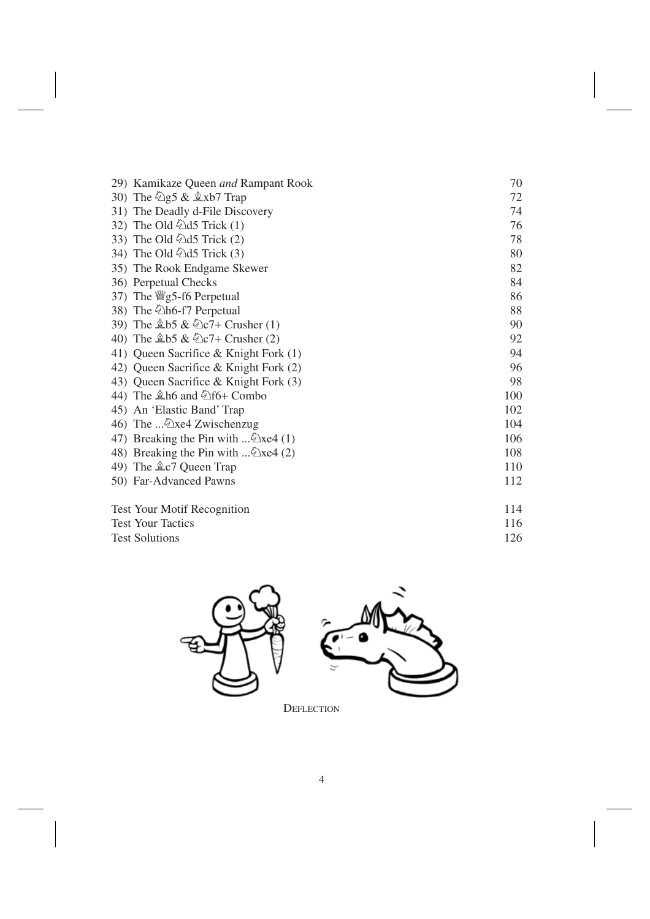| | |
|---|---|
| 29) Kamikaze Queen *and* Rampant Rook | 70 |
| 30) The ♘g5 & ♗xb7 Trap | 72 |
| 31) The Deadly d-File Discovery | 74 |
| 32) The Old ♘d5 Trick (1) | 76 |
| 33) The Old ♘d5 Trick (2) | 78 |
| 34) The Old ♘d5 Trick (3) | 80 |
| 35) The Rook Endgame Skewer | 82 |
| 36) Perpetual Checks | 84 |
| 37) The ♕g5-f6 Perpetual | 86 |
| 38) The ♘h6-f7 Perpetual | 88 |
| 39) The ♗b5 & ♘c7+ Crusher (1) | 90 |
| 40) The ♗b5 & ♘c7+ Crusher (2) | 92 |
| 41) Queen Sacrifice & Knight Fork (1) | 94 |
| 42) Queen Sacrifice & Knight Fork (2) | 96 |
| 43) Queen Sacrifice & Knight Fork (3) | 98 |
| 44) The ♗h6 and ♘f6+ Combo | 100 |
| 45) An 'Elastic Band' Trap | 102 |
| 46) The ...♘xe4 Zwischenzug | 104 |
| 47) Breaking the Pin with ...♘xe4 (1) | 106 |
| 48) Breaking the Pin with ...♘xe4 (2) | 108 |
| 49) The ♗c7 Queen Trap | 110 |
| 50) Far-Advanced Pawns | 112 |
| | |
| Test Your Motif Recognition | 114 |
| Test Your Tactics | 116 |
| Test Solutions | 126 |

DEFLECTION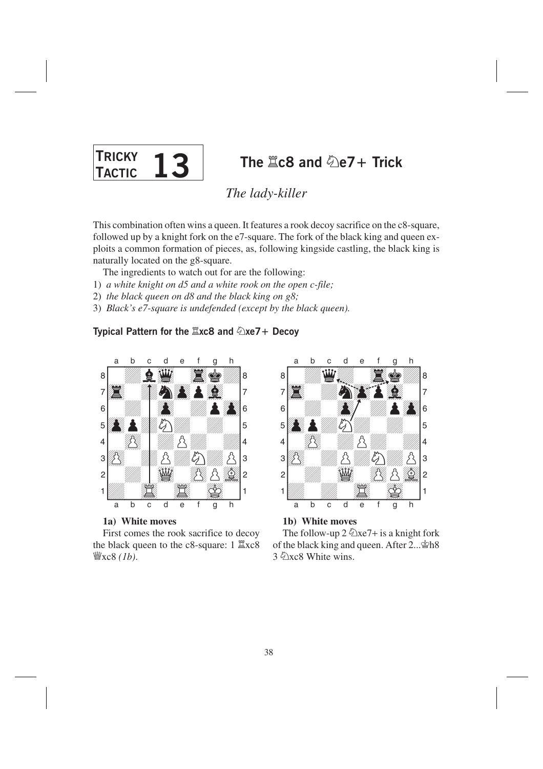# TRICKY TACTIC 13 — The ♖c8 and ♘e7+ Trick

*The lady-killer*

This combination often wins a queen. It features a rook decoy sacrifice on the c8-square, followed up by a knight fork on the e7-square. The fork of the black king and queen exploits a common formation of pieces, as, following kingside castling, the black king is naturally located on the g8-square.

The ingredients to watch out for are the following:

1) *a white knight on d5 and a white rook on the open c-file;*
2) *the black queen on d8 and the black king on g8;*
3) *Black's e7-square is undefended (except by the black queen).*

## Typical Pattern for the ♖xc8 and ♘xe7+ Decoy

**1a) White moves**

First comes the rook sacrifice to decoy the black queen to the c8-square: 1 ♖xc8 ♕xc8 *(1b)*.

**1b) White moves**

The follow-up 2 ♘xe7+ is a knight fork of the black king and queen. After 2...♔h8 3 ♘xc8 White wins.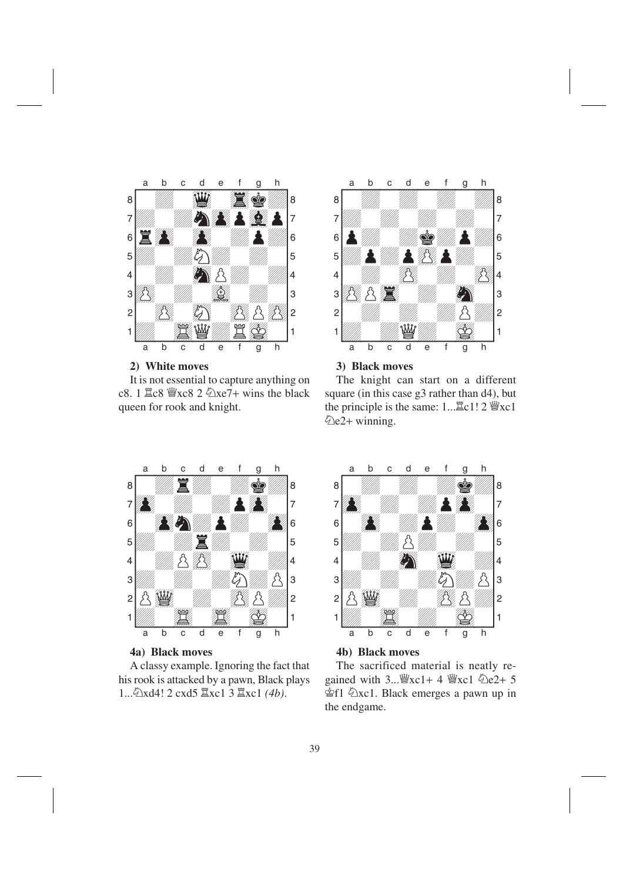**2) White moves**

It is not essential to capture anything on c8. 1 ♖c8 ♕xc8 2 ♘xe7+ wins the black queen for rook and knight.

**3) Black moves**

The knight can start on a different square (in this case g3 rather than d4), but the principle is the same: 1...♖c1! 2 ♕xc1 ♘e2+ winning.

**4a) Black moves**

A classy example. Ignoring the fact that his rook is attacked by a pawn, Black plays 1...♘xd4! 2 cxd5 ♖xc1 3 ♖xc1 *(4b)*.

**4b) Black moves**

The sacrificed material is neatly regained with 3...♕xc1+ 4 ♕xc1 ♘e2+ 5 ♔f1 ♘xc1. Black emerges a pawn up in the endgame.